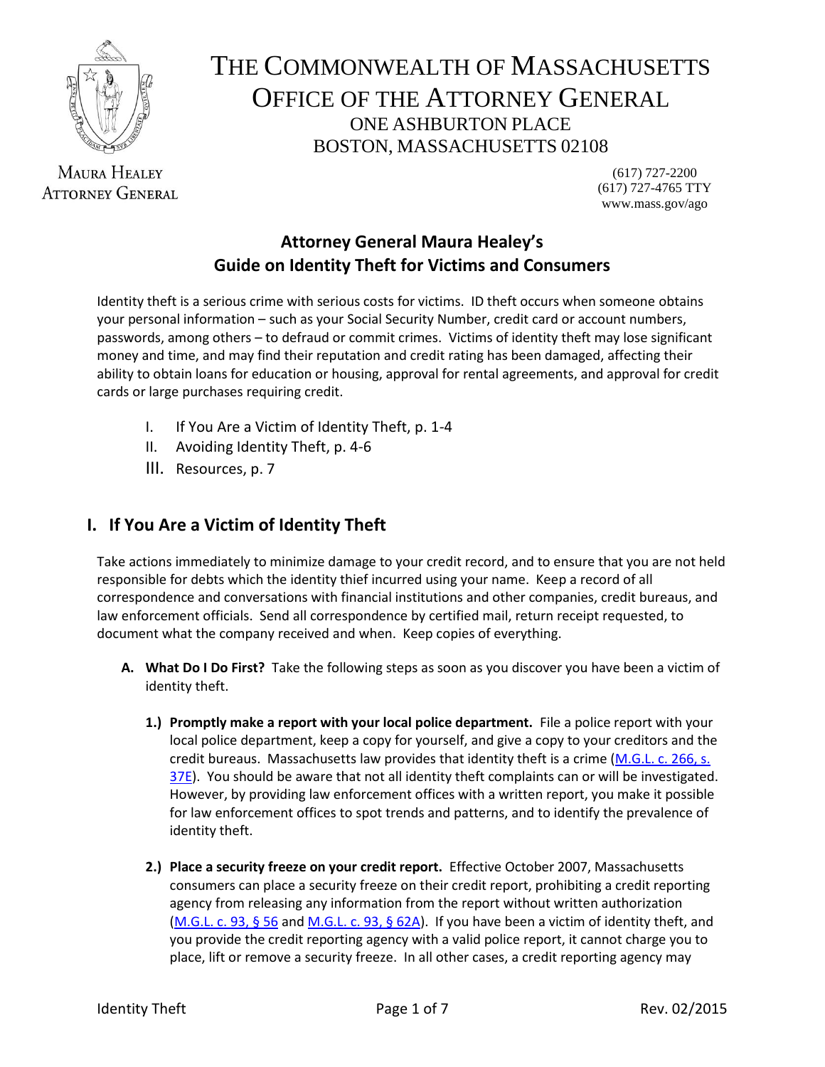# THE COMMONWEALTH OF MASSACHUSETTS
# OFFICE OF THE ATTORNEY GENERAL

ONE ASHBURTON PLACE
BOSTON, MASSACHUSETTS 02108

MAURA HEALEY
ATTORNEY GENERAL

(617) 727-2200
(617) 727-4765 TTY
www.mass.gov/ago

## Attorney General Maura Healey's Guide on Identity Theft for Victims and Consumers

Identity theft is a serious crime with serious costs for victims. ID theft occurs when someone obtains your personal information – such as your Social Security Number, credit card or account numbers, passwords, among others – to defraud or commit crimes. Victims of identity theft may lose significant money and time, and may find their reputation and credit rating has been damaged, affecting their ability to obtain loans for education or housing, approval for rental agreements, and approval for credit cards or large purchases requiring credit.

I. If You Are a Victim of Identity Theft, p. 1-4
II. Avoiding Identity Theft, p. 4-6
III. Resources, p. 7

## I. If You Are a Victim of Identity Theft

Take actions immediately to minimize damage to your credit record, and to ensure that you are not held responsible for debts which the identity thief incurred using your name. Keep a record of all correspondence and conversations with financial institutions and other companies, credit bureaus, and law enforcement officials. Send all correspondence by certified mail, return receipt requested, to document what the company received and when. Keep copies of everything.

**A. What Do I Do First?** Take the following steps as soon as you discover you have been a victim of identity theft.

**1.) Promptly make a report with your local police department.** File a police report with your local police department, keep a copy for yourself, and give a copy to your creditors and the credit bureaus. Massachusetts law provides that identity theft is a crime (M.G.L. c. 266, s. 37E). You should be aware that not all identity theft complaints can or will be investigated. However, by providing law enforcement offices with a written report, you make it possible for law enforcement offices to spot trends and patterns, and to identify the prevalence of identity theft.

**2.) Place a security freeze on your credit report.** Effective October 2007, Massachusetts consumers can place a security freeze on their credit report, prohibiting a credit reporting agency from releasing any information from the report without written authorization (M.G.L. c. 93, § 56 and M.G.L. c. 93, § 62A). If you have been a victim of identity theft, and you provide the credit reporting agency with a valid police report, it cannot charge you to place, lift or remove a security freeze. In all other cases, a credit reporting agency may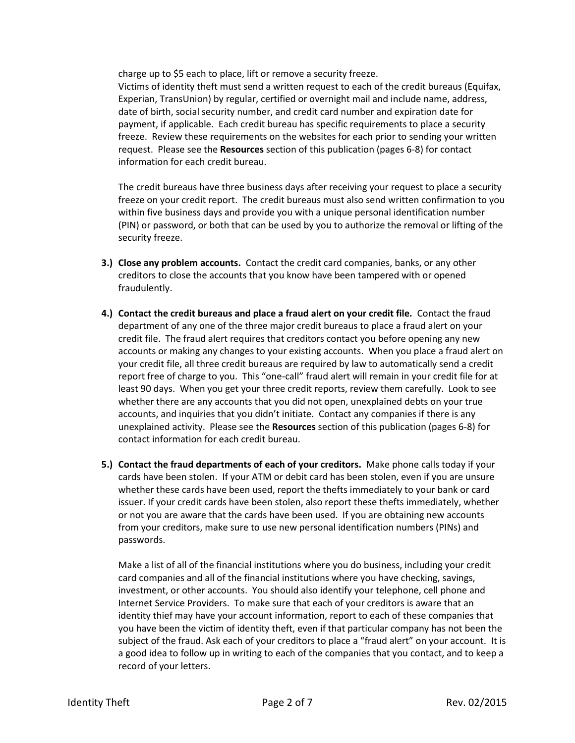charge up to $5 each to place, lift or remove a security freeze.
Victims of identity theft must send a written request to each of the credit bureaus (Equifax, Experian, TransUnion) by regular, certified or overnight mail and include name, address, date of birth, social security number, and credit card number and expiration date for payment, if applicable. Each credit bureau has specific requirements to place a security freeze. Review these requirements on the websites for each prior to sending your written request. Please see the **Resources** section of this publication (pages 6-8) for contact information for each credit bureau.

The credit bureaus have three business days after receiving your request to place a security freeze on your credit report. The credit bureaus must also send written confirmation to you within five business days and provide you with a unique personal identification number (PIN) or password, or both that can be used by you to authorize the removal or lifting of the security freeze.

3.) **Close any problem accounts.** Contact the credit card companies, banks, or any other creditors to close the accounts that you know have been tampered with or opened fraudulently.

4.) **Contact the credit bureaus and place a fraud alert on your credit file.** Contact the fraud department of any one of the three major credit bureaus to place a fraud alert on your credit file. The fraud alert requires that creditors contact you before opening any new accounts or making any changes to your existing accounts. When you place a fraud alert on your credit file, all three credit bureaus are required by law to automatically send a credit report free of charge to you. This "one-call" fraud alert will remain in your credit file for at least 90 days. When you get your three credit reports, review them carefully. Look to see whether there are any accounts that you did not open, unexplained debts on your true accounts, and inquiries that you didn't initiate. Contact any companies if there is any unexplained activity. Please see the **Resources** section of this publication (pages 6-8) for contact information for each credit bureau.

5.) **Contact the fraud departments of each of your creditors.** Make phone calls today if your cards have been stolen. If your ATM or debit card has been stolen, even if you are unsure whether these cards have been used, report the thefts immediately to your bank or card issuer. If your credit cards have been stolen, also report these thefts immediately, whether or not you are aware that the cards have been used. If you are obtaining new accounts from your creditors, make sure to use new personal identification numbers (PINs) and passwords.

Make a list of all of the financial institutions where you do business, including your credit card companies and all of the financial institutions where you have checking, savings, investment, or other accounts. You should also identify your telephone, cell phone and Internet Service Providers. To make sure that each of your creditors is aware that an identity thief may have your account information, report to each of these companies that you have been the victim of identity theft, even if that particular company has not been the subject of the fraud. Ask each of your creditors to place a "fraud alert" on your account. It is a good idea to follow up in writing to each of the companies that you contact, and to keep a record of your letters.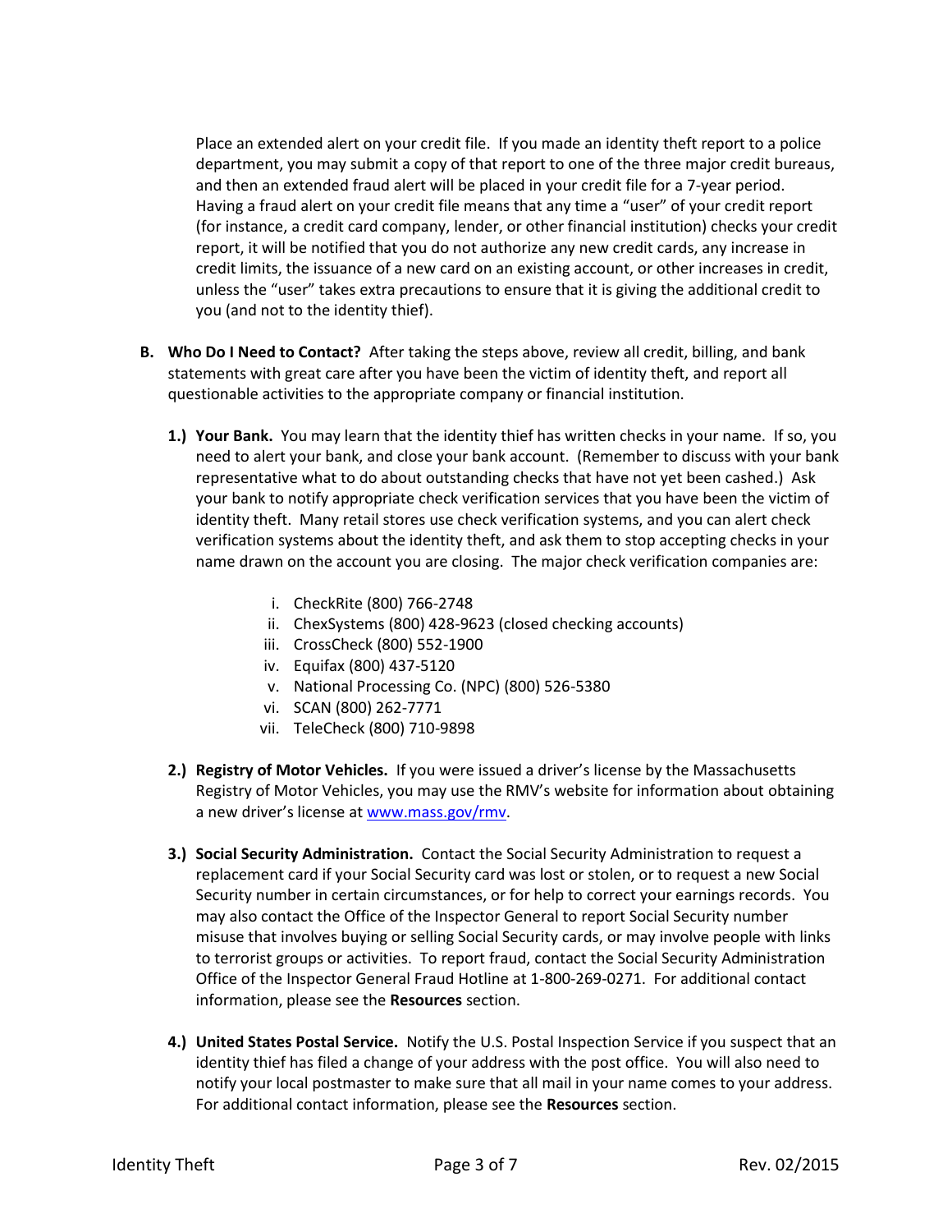Place an extended alert on your credit file. If you made an identity theft report to a police department, you may submit a copy of that report to one of the three major credit bureaus, and then an extended fraud alert will be placed in your credit file for a 7-year period. Having a fraud alert on your credit file means that any time a "user" of your credit report (for instance, a credit card company, lender, or other financial institution) checks your credit report, it will be notified that you do not authorize any new credit cards, any increase in credit limits, the issuance of a new card on an existing account, or other increases in credit, unless the "user" takes extra precautions to ensure that it is giving the additional credit to you (and not to the identity thief).

**B. Who Do I Need to Contact?** After taking the steps above, review all credit, billing, and bank statements with great care after you have been the victim of identity theft, and report all questionable activities to the appropriate company or financial institution.

**1.) Your Bank.** You may learn that the identity thief has written checks in your name. If so, you need to alert your bank, and close your bank account. (Remember to discuss with your bank representative what to do about outstanding checks that have not yet been cashed.) Ask your bank to notify appropriate check verification services that you have been the victim of identity theft. Many retail stores use check verification systems, and you can alert check verification systems about the identity theft, and ask them to stop accepting checks in your name drawn on the account you are closing. The major check verification companies are:

i. CheckRite (800) 766-2748
ii. ChexSystems (800) 428-9623 (closed checking accounts)
iii. CrossCheck (800) 552-1900
iv. Equifax (800) 437-5120
v. National Processing Co. (NPC) (800) 526-5380
vi. SCAN (800) 262-7771
vii. TeleCheck (800) 710-9898

**2.) Registry of Motor Vehicles.** If you were issued a driver's license by the Massachusetts Registry of Motor Vehicles, you may use the RMV's website for information about obtaining a new driver's license at [www.mass.gov/rmv](www.mass.gov/rmv).

**3.) Social Security Administration.** Contact the Social Security Administration to request a replacement card if your Social Security card was lost or stolen, or to request a new Social Security number in certain circumstances, or for help to correct your earnings records. You may also contact the Office of the Inspector General to report Social Security number misuse that involves buying or selling Social Security cards, or may involve people with links to terrorist groups or activities. To report fraud, contact the Social Security Administration Office of the Inspector General Fraud Hotline at 1-800-269-0271. For additional contact information, please see the **Resources** section.

**4.) United States Postal Service.** Notify the U.S. Postal Inspection Service if you suspect that an identity thief has filed a change of your address with the post office. You will also need to notify your local postmaster to make sure that all mail in your name comes to your address. For additional contact information, please see the **Resources** section.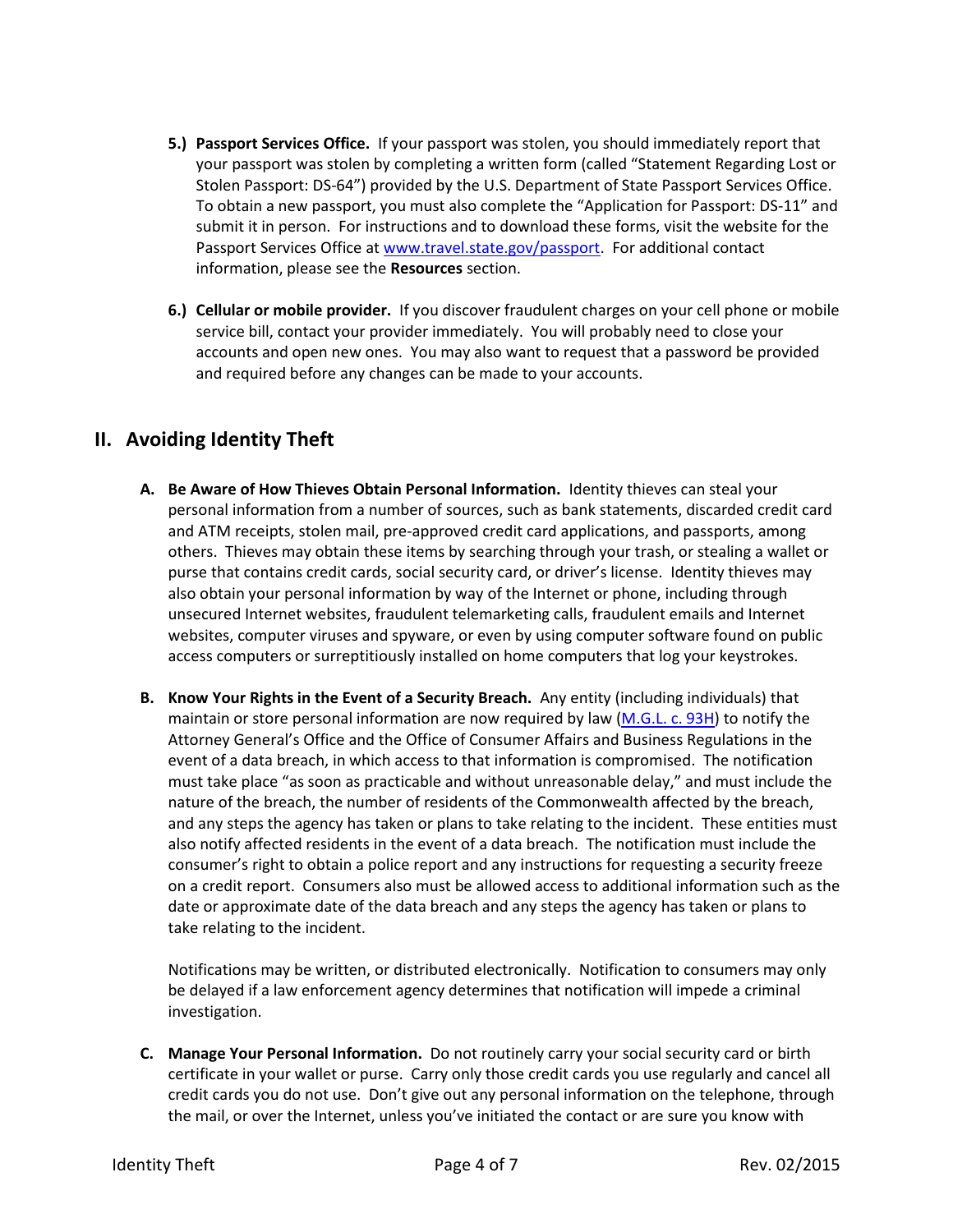5.) **Passport Services Office.** If your passport was stolen, you should immediately report that your passport was stolen by completing a written form (called "Statement Regarding Lost or Stolen Passport: DS-64") provided by the U.S. Department of State Passport Services Office. To obtain a new passport, you must also complete the "Application for Passport: DS-11" and submit it in person. For instructions and to download these forms, visit the website for the Passport Services Office at [www.travel.state.gov/passport](www.travel.state.gov/passport). For additional contact information, please see the **Resources** section.

6.) **Cellular or mobile provider.** If you discover fraudulent charges on your cell phone or mobile service bill, contact your provider immediately. You will probably need to close your accounts and open new ones. You may also want to request that a password be provided and required before any changes can be made to your accounts.

## II. Avoiding Identity Theft

**A. Be Aware of How Thieves Obtain Personal Information.** Identity thieves can steal your personal information from a number of sources, such as bank statements, discarded credit card and ATM receipts, stolen mail, pre-approved credit card applications, and passports, among others. Thieves may obtain these items by searching through your trash, or stealing a wallet or purse that contains credit cards, social security card, or driver's license. Identity thieves may also obtain your personal information by way of the Internet or phone, including through unsecured Internet websites, fraudulent telemarketing calls, fraudulent emails and Internet websites, computer viruses and spyware, or even by using computer software found on public access computers or surreptitiously installed on home computers that log your keystrokes.

**B. Know Your Rights in the Event of a Security Breach.** Any entity (including individuals) that maintain or store personal information are now required by law (M.G.L. c. 93H) to notify the Attorney General's Office and the Office of Consumer Affairs and Business Regulations in the event of a data breach, in which access to that information is compromised. The notification must take place "as soon as practicable and without unreasonable delay," and must include the nature of the breach, the number of residents of the Commonwealth affected by the breach, and any steps the agency has taken or plans to take relating to the incident. These entities must also notify affected residents in the event of a data breach. The notification must include the consumer's right to obtain a police report and any instructions for requesting a security freeze on a credit report. Consumers also must be allowed access to additional information such as the date or approximate date of the data breach and any steps the agency has taken or plans to take relating to the incident.

Notifications may be written, or distributed electronically. Notification to consumers may only be delayed if a law enforcement agency determines that notification will impede a criminal investigation.

**C. Manage Your Personal Information.** Do not routinely carry your social security card or birth certificate in your wallet or purse. Carry only those credit cards you use regularly and cancel all credit cards you do not use. Don't give out any personal information on the telephone, through the mail, or over the Internet, unless you've initiated the contact or are sure you know with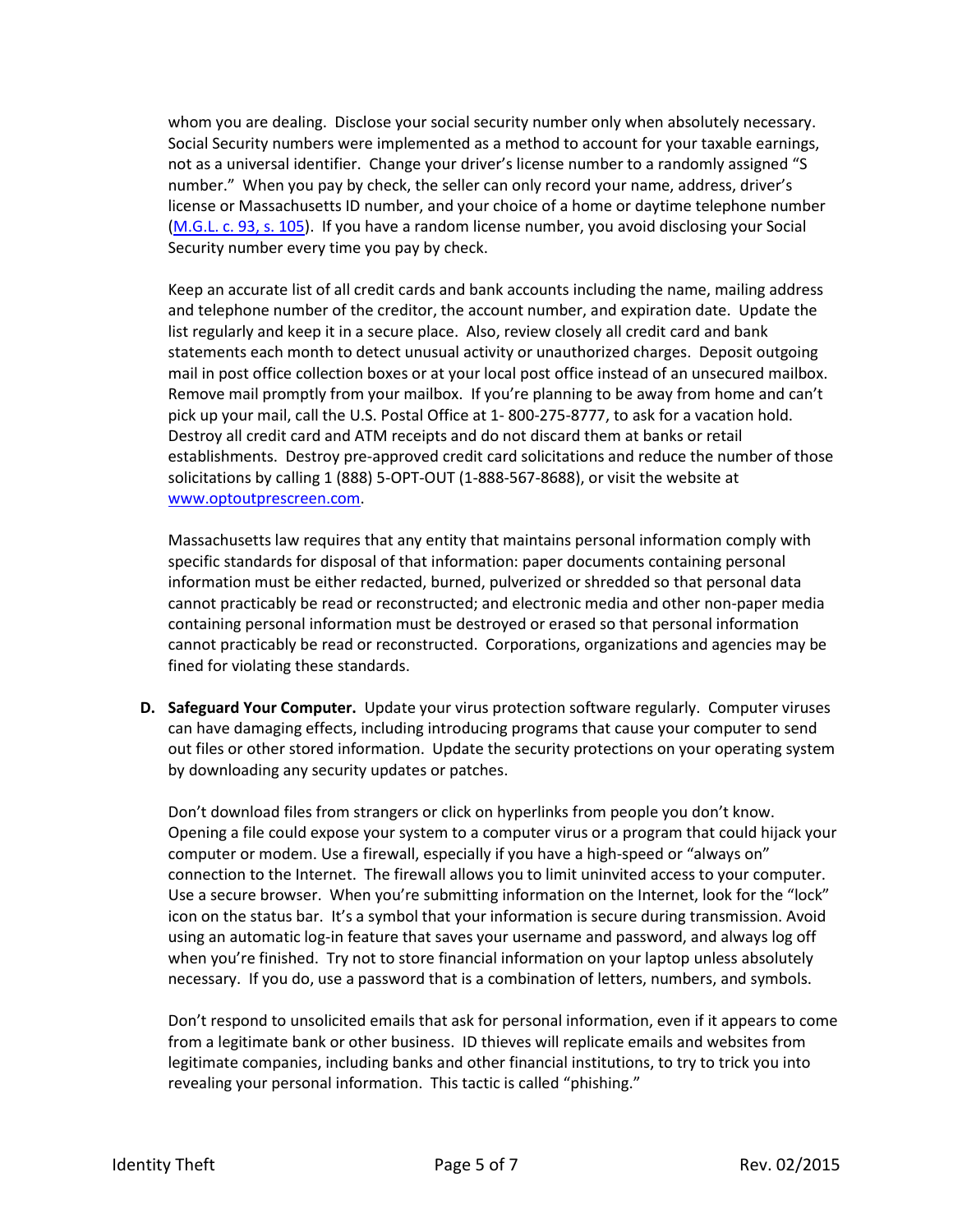whom you are dealing. Disclose your social security number only when absolutely necessary. Social Security numbers were implemented as a method to account for your taxable earnings, not as a universal identifier. Change your driver's license number to a randomly assigned "S number." When you pay by check, the seller can only record your name, address, driver's license or Massachusetts ID number, and your choice of a home or daytime telephone number ([M.G.L. c. 93, s. 105](M.G.L. c. 93, s. 105)). If you have a random license number, you avoid disclosing your Social Security number every time you pay by check.

Keep an accurate list of all credit cards and bank accounts including the name, mailing address and telephone number of the creditor, the account number, and expiration date. Update the list regularly and keep it in a secure place. Also, review closely all credit card and bank statements each month to detect unusual activity or unauthorized charges. Deposit outgoing mail in post office collection boxes or at your local post office instead of an unsecured mailbox. Remove mail promptly from your mailbox. If you're planning to be away from home and can't pick up your mail, call the U.S. Postal Office at 1- 800-275-8777, to ask for a vacation hold. Destroy all credit card and ATM receipts and do not discard them at banks or retail establishments. Destroy pre-approved credit card solicitations and reduce the number of those solicitations by calling 1 (888) 5-OPT-OUT (1-888-567-8688), or visit the website at [www.optoutprescreen.com](www.optoutprescreen.com).

Massachusetts law requires that any entity that maintains personal information comply with specific standards for disposal of that information: paper documents containing personal information must be either redacted, burned, pulverized or shredded so that personal data cannot practicably be read or reconstructed; and electronic media and other non-paper media containing personal information must be destroyed or erased so that personal information cannot practicably be read or reconstructed. Corporations, organizations and agencies may be fined for violating these standards.

**D. Safeguard Your Computer.** Update your virus protection software regularly. Computer viruses can have damaging effects, including introducing programs that cause your computer to send out files or other stored information. Update the security protections on your operating system by downloading any security updates or patches.

Don't download files from strangers or click on hyperlinks from people you don't know. Opening a file could expose your system to a computer virus or a program that could hijack your computer or modem. Use a firewall, especially if you have a high-speed or "always on" connection to the Internet. The firewall allows you to limit uninvited access to your computer. Use a secure browser. When you're submitting information on the Internet, look for the "lock" icon on the status bar. It's a symbol that your information is secure during transmission. Avoid using an automatic log-in feature that saves your username and password, and always log off when you're finished. Try not to store financial information on your laptop unless absolutely necessary. If you do, use a password that is a combination of letters, numbers, and symbols.

Don't respond to unsolicited emails that ask for personal information, even if it appears to come from a legitimate bank or other business. ID thieves will replicate emails and websites from legitimate companies, including banks and other financial institutions, to try to trick you into revealing your personal information. This tactic is called "phishing."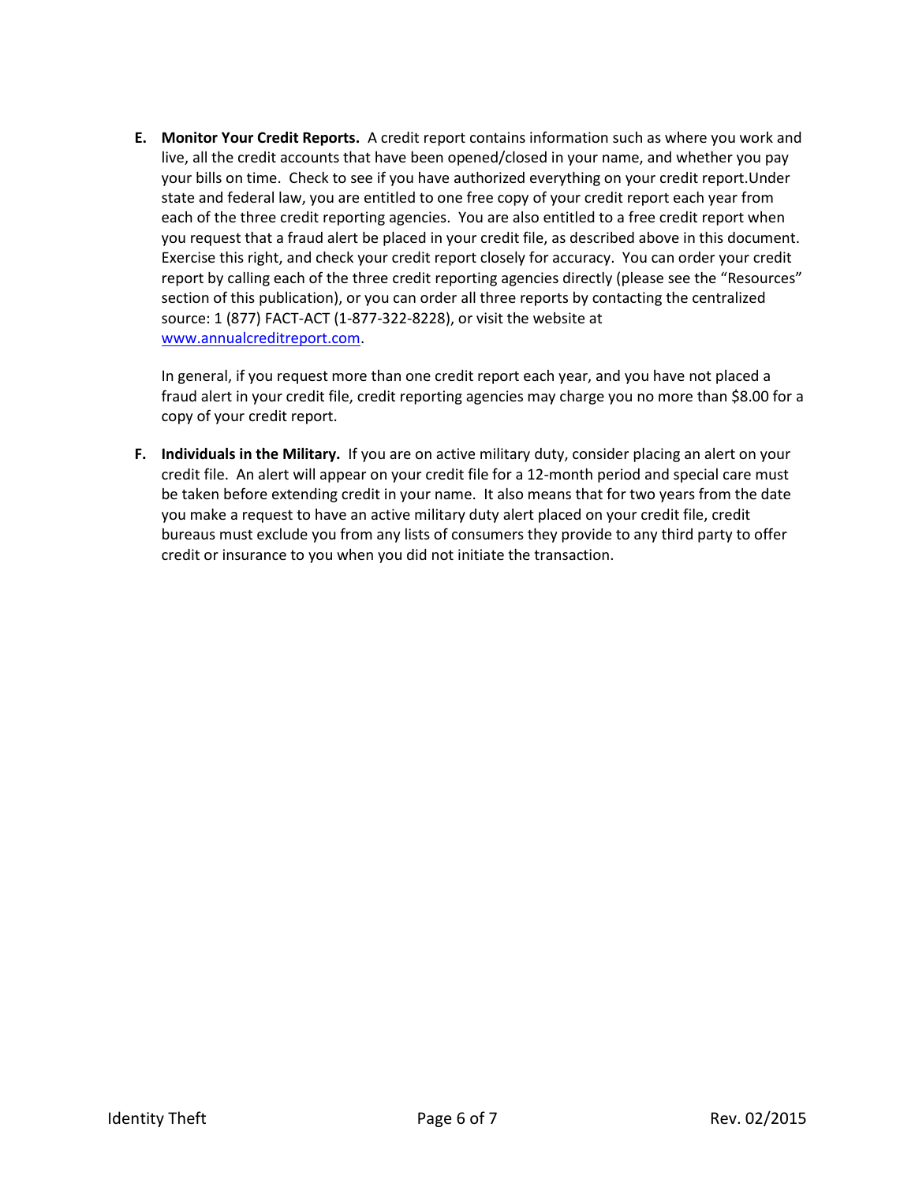E. **Monitor Your Credit Reports.** A credit report contains information such as where you work and live, all the credit accounts that have been opened/closed in your name, and whether you pay your bills on time. Check to see if you have authorized everything on your credit report.Under state and federal law, you are entitled to one free copy of your credit report each year from each of the three credit reporting agencies. You are also entitled to a free credit report when you request that a fraud alert be placed in your credit file, as described above in this document. Exercise this right, and check your credit report closely for accuracy. You can order your credit report by calling each of the three credit reporting agencies directly (please see the "Resources" section of this publication), or you can order all three reports by contacting the centralized source: 1 (877) FACT-ACT (1-877-322-8228), or visit the website at www.annualcreditreport.com.

   In general, if you request more than one credit report each year, and you have not placed a fraud alert in your credit file, credit reporting agencies may charge you no more than $8.00 for a copy of your credit report.

F. **Individuals in the Military.** If you are on active military duty, consider placing an alert on your credit file. An alert will appear on your credit file for a 12-month period and special care must be taken before extending credit in your name. It also means that for two years from the date you make a request to have an active military duty alert placed on your credit file, credit bureaus must exclude you from any lists of consumers they provide to any third party to offer credit or insurance to you when you did not initiate the transaction.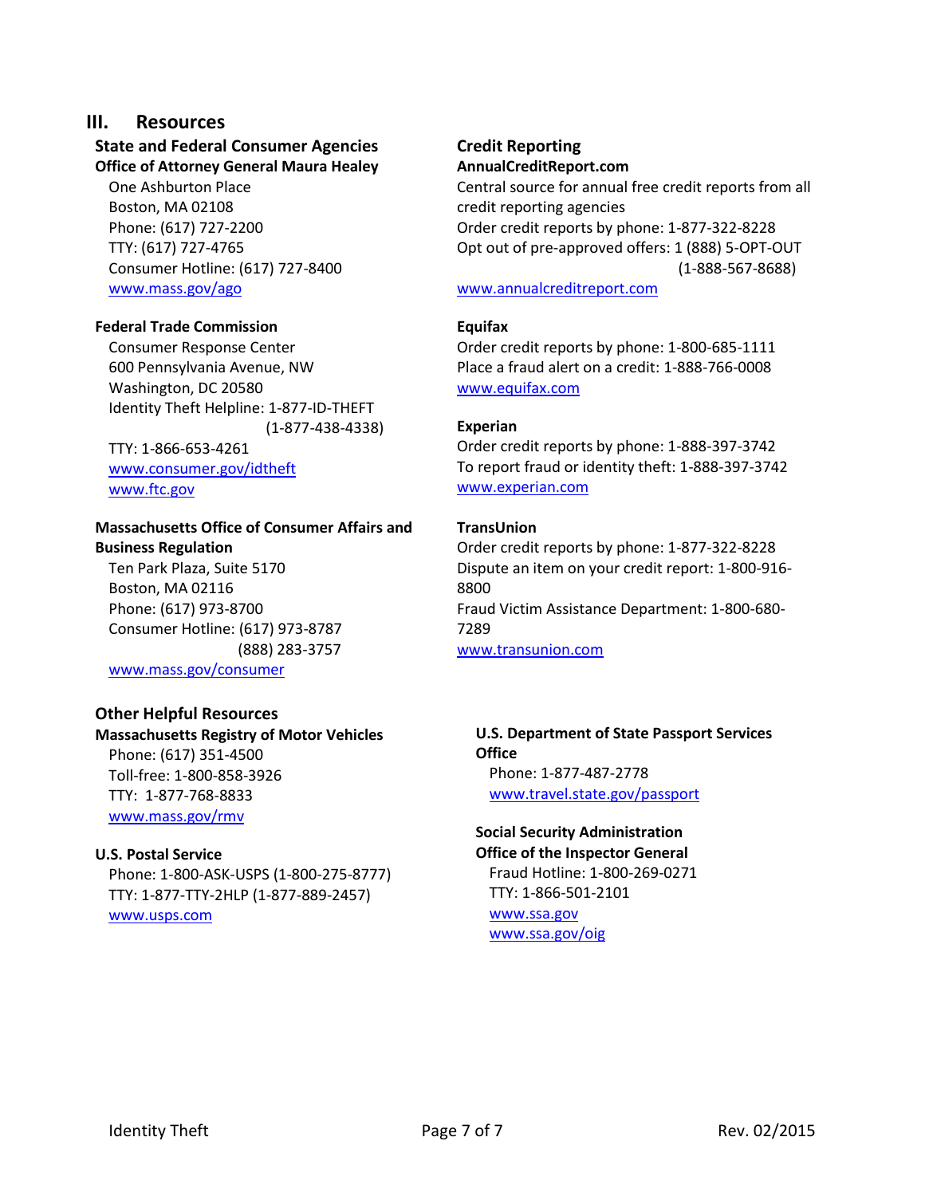## III. Resources

### State and Federal Consumer Agencies

**Office of Attorney General Maura Healey**

One Ashburton Place
Boston, MA 02108
Phone: (617) 727-2200
TTY: (617) 727-4765
Consumer Hotline: (617) 727-8400
www.mass.gov/ago

**Federal Trade Commission**

Consumer Response Center
600 Pennsylvania Avenue, NW
Washington, DC 20580
Identity Theft Helpline: 1-877-ID-THEFT (1-877-438-4338)
TTY: 1-866-653-4261
www.consumer.gov/idtheft
www.ftc.gov

**Massachusetts Office of Consumer Affairs and Business Regulation**

Ten Park Plaza, Suite 5170
Boston, MA 02116
Phone: (617) 973-8700
Consumer Hotline: (617) 973-8787
(888) 283-3757
www.mass.gov/consumer

### Credit Reporting

**AnnualCreditReport.com**

Central source for annual free credit reports from all credit reporting agencies
Order credit reports by phone: 1-877-322-8228
Opt out of pre-approved offers: 1 (888) 5-OPT-OUT (1-888-567-8688)
www.annualcreditreport.com

**Equifax**

Order credit reports by phone: 1-800-685-1111
Place a fraud alert on a credit: 1-888-766-0008
www.equifax.com

**Experian**

Order credit reports by phone: 1-888-397-3742
To report fraud or identity theft: 1-888-397-3742
www.experian.com

**TransUnion**

Order credit reports by phone: 1-877-322-8228
Dispute an item on your credit report: 1-800-916-8800
Fraud Victim Assistance Department: 1-800-680-7289
www.transunion.com

### Other Helpful Resources

**Massachusetts Registry of Motor Vehicles**

Phone: (617) 351-4500
Toll-free: 1-800-858-3926
TTY: 1-877-768-8833
www.mass.gov/rmv

**U.S. Postal Service**

Phone: 1-800-ASK-USPS (1-800-275-8777)
TTY: 1-877-TTY-2HLP (1-877-889-2457)
www.usps.com

**U.S. Department of State Passport Services Office**

Phone: 1-877-487-2778
www.travel.state.gov/passport

**Social Security Administration Office of the Inspector General**

Fraud Hotline: 1-800-269-0271
TTY: 1-866-501-2101
www.ssa.gov
www.ssa.gov/oig